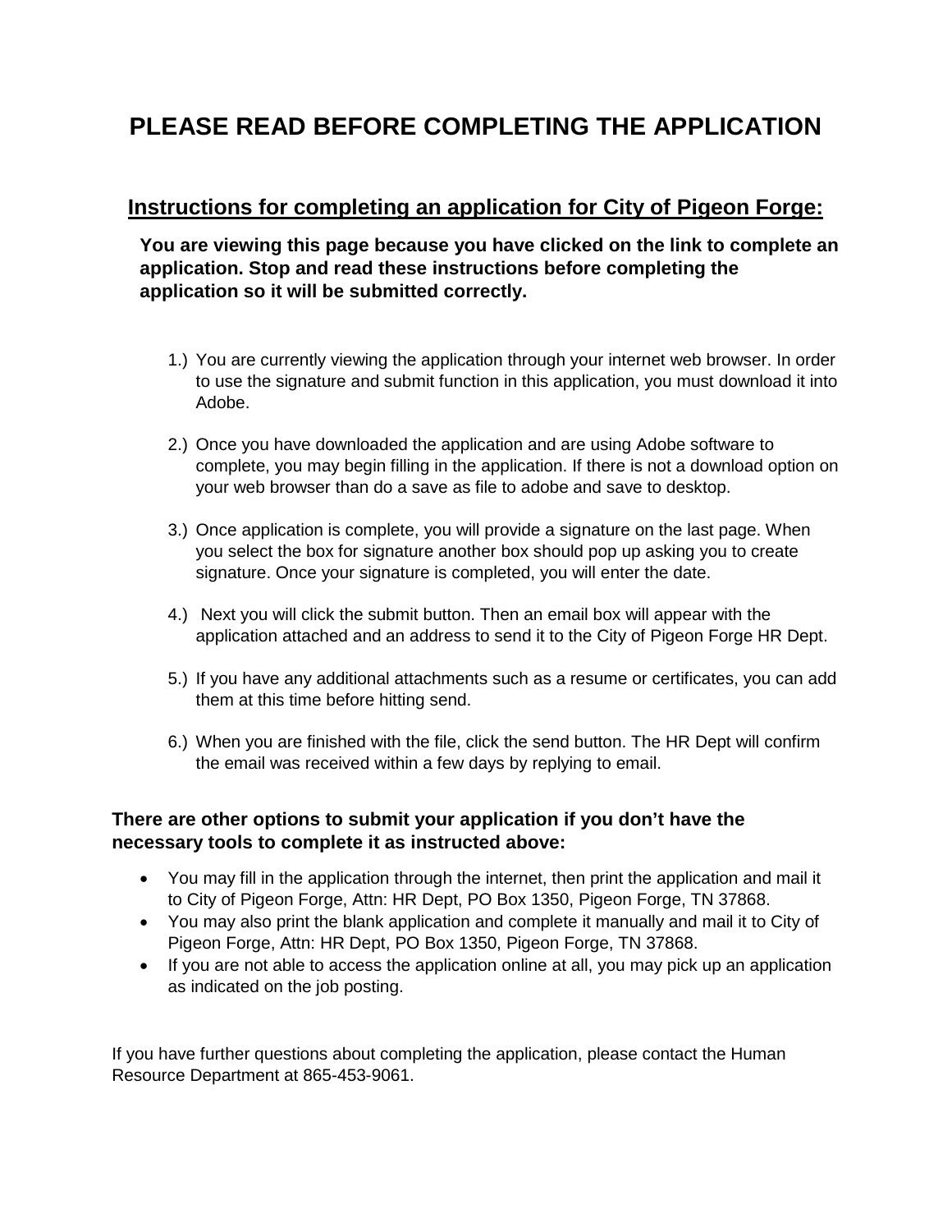# PLEASE READ BEFORE COMPLETING THE APPLICATION

## Instructions for completing an application for City of Pigeon Forge:

**You are viewing this page because you have clicked on the link to complete an application. Stop and read these instructions before completing the application so it will be submitted correctly.**

1.) You are currently viewing the application through your internet web browser. In order to use the signature and submit function in this application, you must download it into Adobe.

2.) Once you have downloaded the application and are using Adobe software to complete, you may begin filling in the application. If there is not a download option on your web browser than do a save as file to adobe and save to desktop.

3.) Once application is complete, you will provide a signature on the last page. When you select the box for signature another box should pop up asking you to create signature. Once your signature is completed, you will enter the date.

4.) Next you will click the submit button. Then an email box will appear with the application attached and an address to send it to the City of Pigeon Forge HR Dept.

5.) If you have any additional attachments such as a resume or certificates, you can add them at this time before hitting send.

6.) When you are finished with the file, click the send button. The HR Dept will confirm the email was received within a few days by replying to email.

**There are other options to submit your application if you don't have the necessary tools to complete it as instructed above:**

- You may fill in the application through the internet, then print the application and mail it to City of Pigeon Forge, Attn: HR Dept, PO Box 1350, Pigeon Forge, TN 37868.
- You may also print the blank application and complete it manually and mail it to City of Pigeon Forge, Attn: HR Dept, PO Box 1350, Pigeon Forge, TN 37868.
- If you are not able to access the application online at all, you may pick up an application as indicated on the job posting.

If you have further questions about completing the application, please contact the Human Resource Department at 865-453-9061.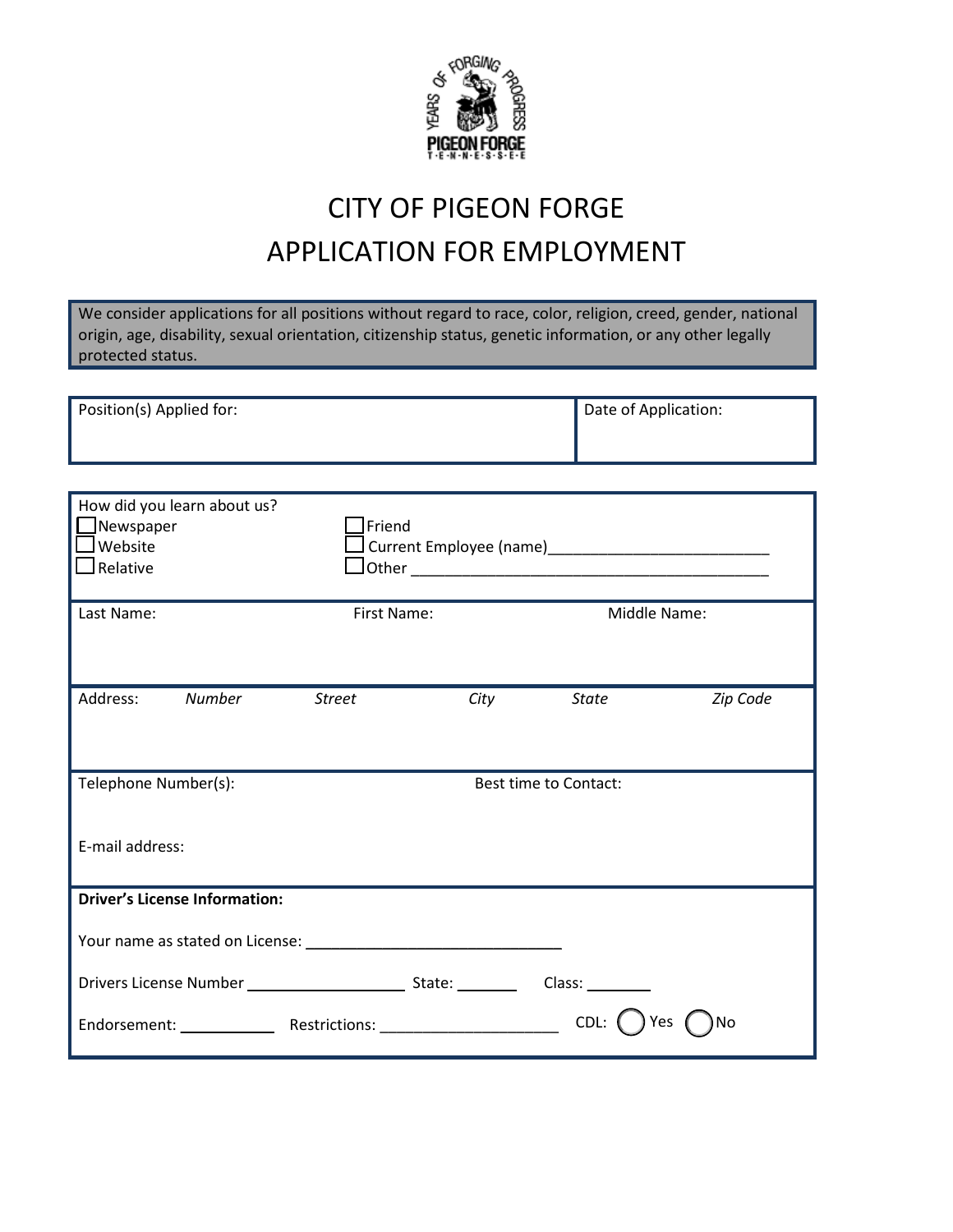# CITY OF PIGEON FORGE
# APPLICATION FOR EMPLOYMENT

We consider applications for all positions without regard to race, color, religion, creed, gender, national origin, age, disability, sexual orientation, citizenship status, genetic information, or any other legally protected status.

| Position(s) Applied for: | Date of Application: |
|---|---|
| | |

How did you learn about us?

- ☐ Newspaper
- ☐ Website
- ☐ Relative
- ☐ Friend
- ☐ Current Employee (name)___________________________
- ☐ Other ____________________________________________

| Last Name: | First Name: | Middle Name: |
|---|---|---|
| | | |

| Address: | *Number* | *Street* | *City* | *State* | *Zip Code* |
|---|---|---|---|---|---|
| | | | | | |

Telephone Number(s): Best time to Contact:

E-mail address:

**Driver's License Information:**

Your name as stated on License: _______________________________

Drivers License Number ____________________ State: ________ Class: ________

Endorsement: ____________ Restrictions: ______________________ CDL: ◯ Yes ◯ No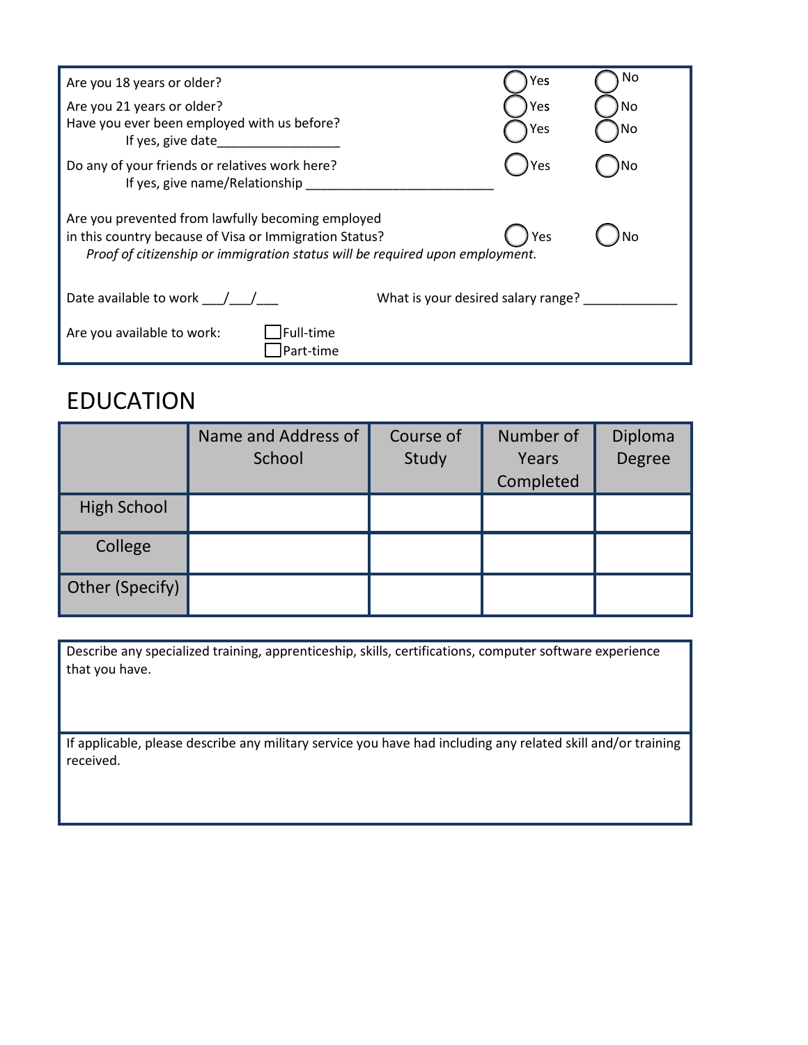| | Yes | No |
|---|---|---|
| Are you 18 years or older? | ◯ Yes | ◯ No |
| Are you 21 years or older? | ◯ Yes | ◯ No |
| Have you ever been employed with us before? If yes, give date_________________ | ◯ Yes | ◯ No |
| Do any of your friends or relatives work here? If yes, give name/Relationship ___________________________ | ◯ Yes | ◯ No |
| Are you prevented from lawfully becoming employed in this country because of Visa or Immigration Status? *Proof of citizenship or immigration status will be required upon employment.* | ◯ Yes | ◯ No |

Date available to work ___/___/___ What is your desired salary range? _____________

Are you available to work: ☐ Full-time ☐ Part-time

# EDUCATION

| | Name and Address of School | Course of Study | Number of Years Completed | Diploma Degree |
|---|---|---|---|---|
| High School | | | | |
| College | | | | |
| Other (Specify) | | | | |

Describe any specialized training, apprenticeship, skills, certifications, computer software experience that you have.

If applicable, please describe any military service you have had including any related skill and/or training received.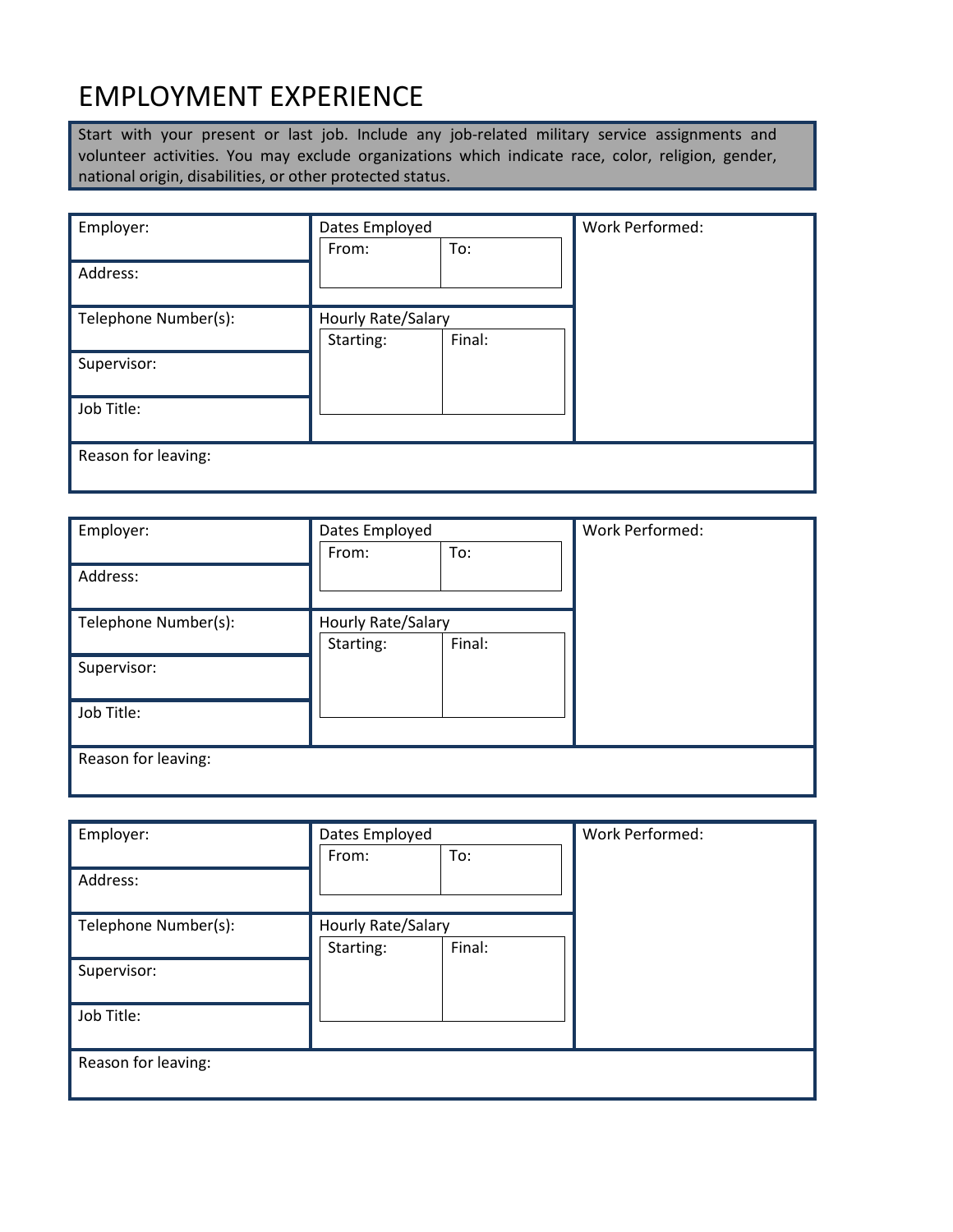# EMPLOYMENT EXPERIENCE

Start with your present or last job. Include any job-related military service assignments and volunteer activities. You may exclude organizations which indicate race, color, religion, gender, national origin, disabilities, or other protected status.

| Employer: | Dates Employed | | Work Performed: |
|---|---|---|---|
| Address: | From: | To: | |
| Telephone Number(s): | Hourly Rate/Salary | | |
| Supervisor: | Starting: | Final: | |
| Job Title: | | | |
| Reason for leaving: | | | |

| Employer: | Dates Employed | | Work Performed: |
|---|---|---|---|
| Address: | From: | To: | |
| Telephone Number(s): | Hourly Rate/Salary | | |
| Supervisor: | Starting: | Final: | |
| Job Title: | | | |
| Reason for leaving: | | | |

| Employer: | Dates Employed | | Work Performed: |
|---|---|---|---|
| Address: | From: | To: | |
| Telephone Number(s): | Hourly Rate/Salary | | |
| Supervisor: | Starting: | Final: | |
| Job Title: | | | |
| Reason for leaving: | | | |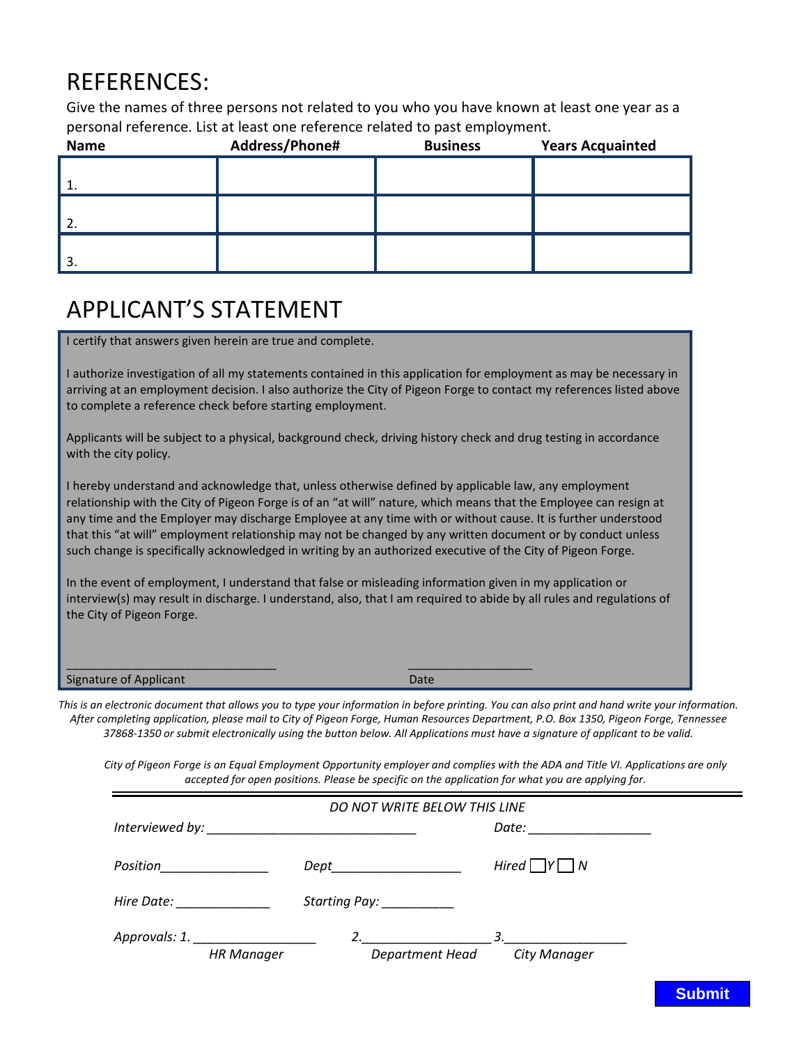## REFERENCES:

Give the names of three persons not related to you who you have known at least one year as a personal reference. List at least one reference related to past employment.

| Name | Address/Phone# | Business | Years Acquainted |
|---|---|---|---|
| 1. | | | |
| 2. | | | |
| 3. | | | |

## APPLICANT'S STATEMENT

I certify that answers given herein are true and complete.

I authorize investigation of all my statements contained in this application for employment as may be necessary in arriving at an employment decision. I also authorize the City of Pigeon Forge to contact my references listed above to complete a reference check before starting employment.

Applicants will be subject to a physical, background check, driving history check and drug testing in accordance with the city policy.

I hereby understand and acknowledge that, unless otherwise defined by applicable law, any employment relationship with the City of Pigeon Forge is of an "at will" nature, which means that the Employee can resign at any time and the Employer may discharge Employee at any time with or without cause. It is further understood that this "at will" employment relationship may not be changed by any written document or by conduct unless such change is specifically acknowledged in writing by an authorized executive of the City of Pigeon Forge.

In the event of employment, I understand that false or misleading information given in my application or interview(s) may result in discharge. I understand, also, that I am required to abide by all rules and regulations of the City of Pigeon Forge.

_______________________________ Signature of Applicant

__________________ Date

*This is an electronic document that allows you to type your information in before printing. You can also print and hand write your information. After completing application, please mail to City of Pigeon Forge, Human Resources Department, P.O. Box 1350, Pigeon Forge, Tennessee 37868-1350 or submit electronically using the button below. All Applications must have a signature of applicant to be valid.*

*City of Pigeon Forge is an Equal Employment Opportunity employer and complies with the ADA and Title VI. Applications are only accepted for open positions. Please be specific on the application for what you are applying for.*

---

*DO NOT WRITE BELOW THIS LINE*

*Interviewed by:* ______________________________ *Date:* _________________

*Position* _______________ *Dept* __________________ *Hired* ☐ *Y* ☐ *N*

*Hire Date:* _____________ *Starting Pay:* __________

*Approvals: 1.* _________________ *2.* _________________ *3.* _________________

*HR Manager* *Department Head* *City Manager*

Submit